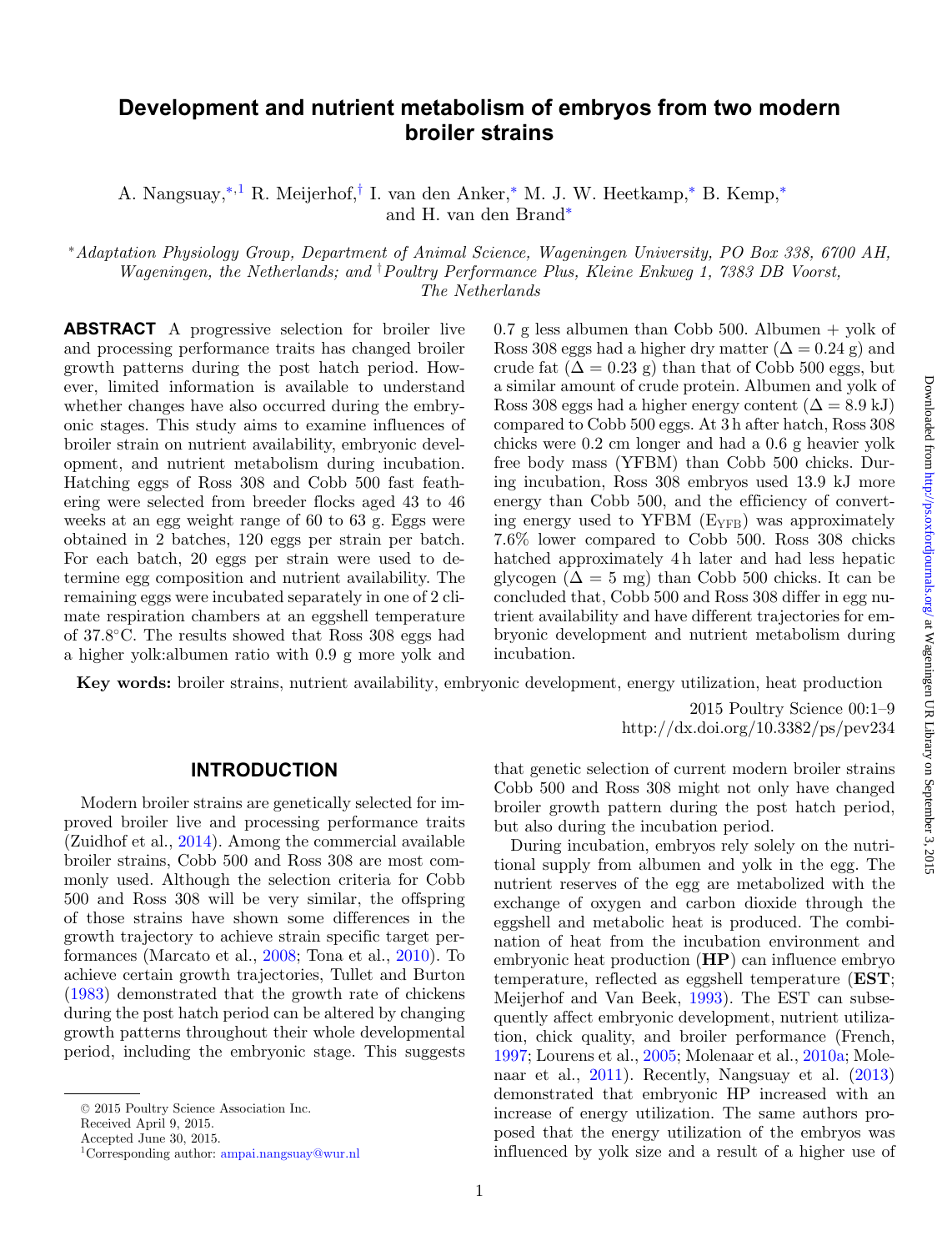# Development and nutrient metabolism of embryos from two modern broiler strains

A. Nangsuay,[*,1] R. Meijerhof,[†] I. van den Anker,[*] M. J. W. Heetkamp,[*] B. Kemp,[*] and H. van den Brand[*]

[*]*Adaptation Physiology Group, Department of Animal Science, Wageningen University, PO Box 338, 6700 AH, Wageningen, the Netherlands; and* [†]*Poultry Performance Plus, Kleine Enkweg 1, 7383 DB Voorst, The Netherlands*

**ABSTRACT** A progressive selection for broiler live and processing performance traits has changed broiler growth patterns during the post hatch period. However, limited information is available to understand whether changes have also occurred during the embryonic stages. This study aims to examine influences of broiler strain on nutrient availability, embryonic development, and nutrient metabolism during incubation. Hatching eggs of Ross 308 and Cobb 500 fast feathering were selected from breeder flocks aged 43 to 46 weeks at an egg weight range of 60 to 63 g. Eggs were obtained in 2 batches, 120 eggs per strain per batch. For each batch, 20 eggs per strain were used to determine egg composition and nutrient availability. The remaining eggs were incubated separately in one of 2 climate respiration chambers at an eggshell temperature of 37.8°C. The results showed that Ross 308 eggs had a higher yolk:albumen ratio with 0.9 g more yolk and 0.7 g less albumen than Cobb 500. Albumen + yolk of Ross 308 eggs had a higher dry matter ($\Delta = 0.24$ g) and crude fat ($\Delta = 0.23$ g) than that of Cobb 500 eggs, but a similar amount of crude protein. Albumen and yolk of Ross 308 eggs had a higher energy content ($\Delta = 8.9$ kJ) compared to Cobb 500 eggs. At 3 h after hatch, Ross 308 chicks were 0.2 cm longer and had a 0.6 g heavier yolk free body mass (YFBM) than Cobb 500 chicks. During incubation, Ross 308 embryos used 13.9 kJ more energy than Cobb 500, and the efficiency of converting energy used to YFBM ($E_{YFB}$) was approximately 7.6% lower compared to Cobb 500. Ross 308 chicks hatched approximately 4 h later and had less hepatic glycogen ($\Delta = 5$ mg) than Cobb 500 chicks. It can be concluded that, Cobb 500 and Ross 308 differ in egg nutrient availability and have different trajectories for embryonic development and nutrient metabolism during incubation.

**Key words:** broiler strains, nutrient availability, embryonic development, energy utilization, heat production

2015 Poultry Science 00:1–9
http://dx.doi.org/10.3382/ps/pev234

## INTRODUCTION

Modern broiler strains are genetically selected for improved broiler live and processing performance traits (Zuidhof et al., 2014). Among the commercial available broiler strains, Cobb 500 and Ross 308 are most commonly used. Although the selection criteria for Cobb 500 and Ross 308 will be very similar, the offspring of those strains have shown some differences in the growth trajectory to achieve strain specific target performances (Marcato et al., 2008; Tona et al., 2010). To achieve certain growth trajectories, Tullet and Burton (1983) demonstrated that the growth rate of chickens during the post hatch period can be altered by changing growth patterns throughout their whole developmental period, including the embryonic stage. This suggests that genetic selection of current modern broiler strains Cobb 500 and Ross 308 might not only have changed broiler growth pattern during the post hatch period, but also during the incubation period.

During incubation, embryos rely solely on the nutritional supply from albumen and yolk in the egg. The nutrient reserves of the egg are metabolized with the exchange of oxygen and carbon dioxide through the eggshell and metabolic heat is produced. The combination of heat from the incubation environment and embryonic heat production (**HP**) can influence embryo temperature, reflected as eggshell temperature (**EST**; Meijerhof and Van Beek, 1993). The EST can subsequently affect embryonic development, nutrient utilization, chick quality, and broiler performance (French, 1997; Lourens et al., 2005; Molenaar et al., 2010a; Molenaar et al., 2011). Recently, Nangsuay et al. (2013) demonstrated that embryonic HP increased with an increase of energy utilization. The same authors proposed that the energy utilization of the embryos was influenced by yolk size and a result of a higher use of

© 2015 Poultry Science Association Inc.
Received April 9, 2015.
Accepted June 30, 2015.
[1]Corresponding author: ampai.nangsuay@wur.nl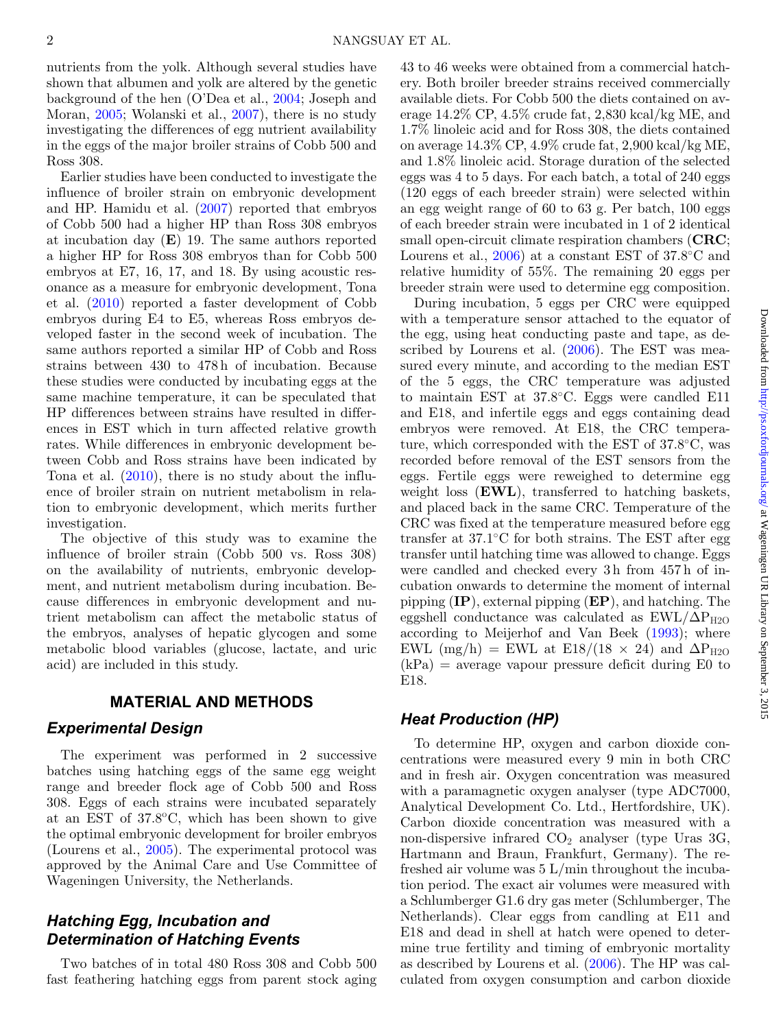nutrients from the yolk. Although several studies have shown that albumen and yolk are altered by the genetic background of the hen (O'Dea et al., 2004; Joseph and Moran, 2005; Wolanski et al., 2007), there is no study investigating the differences of egg nutrient availability in the eggs of the major broiler strains of Cobb 500 and Ross 308.

Earlier studies have been conducted to investigate the influence of broiler strain on embryonic development and HP. Hamidu et al. (2007) reported that embryos of Cobb 500 had a higher HP than Ross 308 embryos at incubation day (**E**) 19. The same authors reported a higher HP for Ross 308 embryos than for Cobb 500 embryos at E7, 16, 17, and 18. By using acoustic resonance as a measure for embryonic development, Tona et al. (2010) reported a faster development of Cobb embryos during E4 to E5, whereas Ross embryos developed faster in the second week of incubation. The same authors reported a similar HP of Cobb and Ross strains between 430 to 478 h of incubation. Because these studies were conducted by incubating eggs at the same machine temperature, it can be speculated that HP differences between strains have resulted in differences in EST which in turn affected relative growth rates. While differences in embryonic development between Cobb and Ross strains have been indicated by Tona et al. (2010), there is no study about the influence of broiler strain on nutrient metabolism in relation to embryonic development, which merits further investigation.

The objective of this study was to examine the influence of broiler strain (Cobb 500 vs. Ross 308) on the availability of nutrients, embryonic development, and nutrient metabolism during incubation. Because differences in embryonic development and nutrient metabolism can affect the metabolic status of the embryos, analyses of hepatic glycogen and some metabolic blood variables (glucose, lactate, and uric acid) are included in this study.

## MATERIAL AND METHODS

### *Experimental Design*

The experiment was performed in 2 successive batches using hatching eggs of the same egg weight range and breeder flock age of Cobb 500 and Ross 308. Eggs of each strains were incubated separately at an EST of 37.8°C, which has been shown to give the optimal embryonic development for broiler embryos (Lourens et al., 2005). The experimental protocol was approved by the Animal Care and Use Committee of Wageningen University, the Netherlands.

### *Hatching Egg, Incubation and Determination of Hatching Events*

Two batches of in total 480 Ross 308 and Cobb 500 fast feathering hatching eggs from parent stock aging 43 to 46 weeks were obtained from a commercial hatchery. Both broiler breeder strains received commercially available diets. For Cobb 500 the diets contained on average 14.2% CP, 4.5% crude fat, 2,830 kcal/kg ME, and 1.7% linoleic acid and for Ross 308, the diets contained on average 14.3% CP, 4.9% crude fat, 2,900 kcal/kg ME, and 1.8% linoleic acid. Storage duration of the selected eggs was 4 to 5 days. For each batch, a total of 240 eggs (120 eggs of each breeder strain) were selected within an egg weight range of 60 to 63 g. Per batch, 100 eggs of each breeder strain were incubated in 1 of 2 identical small open-circuit climate respiration chambers (**CRC**; Lourens et al., 2006) at a constant EST of 37.8°C and relative humidity of 55%. The remaining 20 eggs per breeder strain were used to determine egg composition.

During incubation, 5 eggs per CRC were equipped with a temperature sensor attached to the equator of the egg, using heat conducting paste and tape, as described by Lourens et al. (2006). The EST was measured every minute, and according to the median EST of the 5 eggs, the CRC temperature was adjusted to maintain EST at 37.8°C. Eggs were candled E11 and E18, and infertile eggs and eggs containing dead embryos were removed. At E18, the CRC temperature, which corresponded with the EST of 37.8°C, was recorded before removal of the EST sensors from the eggs. Fertile eggs were reweighed to determine egg weight loss (**EWL**), transferred to hatching baskets, and placed back in the same CRC. Temperature of the CRC was fixed at the temperature measured before egg transfer at 37.1°C for both strains. The EST after egg transfer until hatching time was allowed to change. Eggs were candled and checked every 3 h from 457 h of incubation onwards to determine the moment of internal pipping (**IP**), external pipping (**EP**), and hatching. The eggshell conductance was calculated as $EWL/\Delta P_{H2O}$ according to Meijerhof and Van Beek (1993); where EWL (mg/h) = EWL at E18/(18 × 24) and $\Delta P_{H2O}$ (kPa) = average vapour pressure deficit during E0 to E18.

### *Heat Production (HP)*

To determine HP, oxygen and carbon dioxide concentrations were measured every 9 min in both CRC and in fresh air. Oxygen concentration was measured with a paramagnetic oxygen analyser (type ADC7000, Analytical Development Co. Ltd., Hertfordshire, UK). Carbon dioxide concentration was measured with a non-dispersive infrared $CO_2$ analyser (type Uras 3G, Hartmann and Braun, Frankfurt, Germany). The refreshed air volume was 5 L/min throughout the incubation period. The exact air volumes were measured with a Schlumberger G1.6 dry gas meter (Schlumberger, The Netherlands). Clear eggs from candling at E11 and E18 and dead in shell at hatch were opened to determine true fertility and timing of embryonic mortality as described by Lourens et al. (2006). The HP was calculated from oxygen consumption and carbon dioxide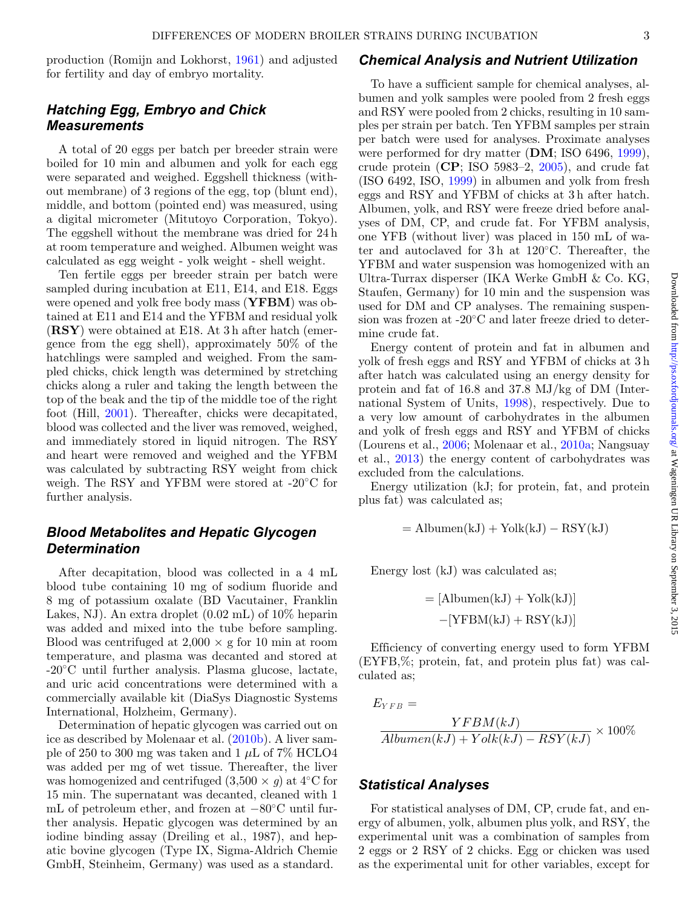production (Romijn and Lokhorst, 1961) and adjusted for fertility and day of embryo mortality.

## Hatching Egg, Embryo and Chick Measurements

A total of 20 eggs per batch per breeder strain were boiled for 10 min and albumen and yolk for each egg were separated and weighed. Eggshell thickness (without membrane) of 3 regions of the egg, top (blunt end), middle, and bottom (pointed end) was measured, using a digital micrometer (Mitutoyo Corporation, Tokyo). The eggshell without the membrane was dried for 24 h at room temperature and weighed. Albumen weight was calculated as egg weight - yolk weight - shell weight.

Ten fertile eggs per breeder strain per batch were sampled during incubation at E11, E14, and E18. Eggs were opened and yolk free body mass (**YFBM**) was obtained at E11 and E14 and the YFBM and residual yolk (**RSY**) were obtained at E18. At 3 h after hatch (emergence from the egg shell), approximately 50% of the hatchlings were sampled and weighed. From the sampled chicks, chick length was determined by stretching chicks along a ruler and taking the length between the top of the beak and the tip of the middle toe of the right foot (Hill, 2001). Thereafter, chicks were decapitated, blood was collected and the liver was removed, weighed, and immediately stored in liquid nitrogen. The RSY and heart were removed and weighed and the YFBM was calculated by subtracting RSY weight from chick weigh. The RSY and YFBM were stored at -20°C for further analysis.

## Blood Metabolites and Hepatic Glycogen Determination

After decapitation, blood was collected in a 4 mL blood tube containing 10 mg of sodium fluoride and 8 mg of potassium oxalate (BD Vacutainer, Franklin Lakes, NJ). An extra droplet (0.02 mL) of 10% heparin was added and mixed into the tube before sampling. Blood was centrifuged at 2,000 × g for 10 min at room temperature, and plasma was decanted and stored at -20°C until further analysis. Plasma glucose, lactate, and uric acid concentrations were determined with a commercially available kit (DiaSys Diagnostic Systems International, Holzheim, Germany).

Determination of hepatic glycogen was carried out on ice as described by Molenaar et al. (2010b). A liver sample of 250 to 300 mg was taken and 1 μL of 7% HCLO4 was added per mg of wet tissue. Thereafter, the liver was homogenized and centrifuged (3,500 × $g$) at 4°C for 15 min. The supernatant was decanted, cleaned with 1 mL of petroleum ether, and frozen at −80°C until further analysis. Hepatic glycogen was determined by an iodine binding assay (Dreiling et al., 1987), and hepatic bovine glycogen (Type IX, Sigma-Aldrich Chemie GmbH, Steinheim, Germany) was used as a standard.

## Chemical Analysis and Nutrient Utilization

To have a sufficient sample for chemical analyses, albumen and yolk samples were pooled from 2 fresh eggs and RSY were pooled from 2 chicks, resulting in 10 samples per strain per batch. Ten YFBM samples per strain per batch were used for analyses. Proximate analyses were performed for dry matter (**DM**; ISO 6496, 1999), crude protein (**CP**; ISO 5983–2, 2005), and crude fat (ISO 6492, ISO, 1999) in albumen and yolk from fresh eggs and RSY and YFBM of chicks at 3 h after hatch. Albumen, yolk, and RSY were freeze dried before analyses of DM, CP, and crude fat. For YFBM analysis, one YFB (without liver) was placed in 150 mL of water and autoclaved for 3 h at 120°C. Thereafter, the YFBM and water suspension was homogenized with an Ultra-Turrax disperser (IKA Werke GmbH & Co. KG, Staufen, Germany) for 10 min and the suspension was used for DM and CP analyses. The remaining suspension was frozen at -20°C and later freeze dried to determine crude fat.

Energy content of protein and fat in albumen and yolk of fresh eggs and RSY and YFBM of chicks at 3 h after hatch was calculated using an energy density for protein and fat of 16.8 and 37.8 MJ/kg of DM (International System of Units, 1998), respectively. Due to a very low amount of carbohydrates in the albumen and yolk of fresh eggs and RSY and YFBM of chicks (Lourens et al., 2006; Molenaar et al., 2010a; Nangsuay et al., 2013) the energy content of carbohydrates was excluded from the calculations.

Energy utilization (kJ; for protein, fat, and protein plus fat) was calculated as;

$$= \text{Albumen(kJ)} + \text{Yolk(kJ)} - \text{RSY(kJ)}$$

Energy lost (kJ) was calculated as;

$$= [\text{Albumen(kJ)} + \text{Yolk(kJ)}] - [\text{YFBM(kJ)} + \text{RSY(kJ)}]$$

Efficiency of converting energy used to form YFBM (EYFB,%; protein, fat, and protein plus fat) was calculated as;

$$E_{YFB} = \frac{YFBM(kJ)}{Albumen(kJ) + Yolk(kJ) - RSY(kJ)} \times 100\%$$

## Statistical Analyses

For statistical analyses of DM, CP, crude fat, and energy of albumen, yolk, albumen plus yolk, and RSY, the experimental unit was a combination of samples from 2 eggs or 2 RSY of 2 chicks. Egg or chicken was used as the experimental unit for other variables, except for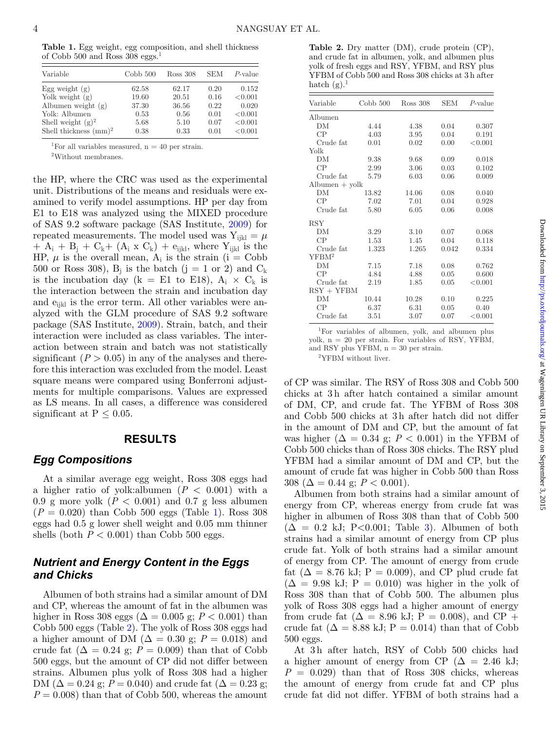**Table 1.** Egg weight, egg composition, and shell thickness of Cobb 500 and Ross 308 eggs.[1]

| Variable | Cobb 500 | Ross 308 | SEM | *P*-value |
|---|---|---|---|---|
| Egg weight (g) | 62.58 | 62.17 | 0.20 | 0.152 |
| Yolk weight (g) | 19.60 | 20.51 | 0.16 | <0.001 |
| Albumen weight (g) | 37.30 | 36.56 | 0.22 | 0.020 |
| Yolk: Albumen | 0.53 | 0.56 | 0.01 | <0.001 |
| Shell weight (g)[2] | 5.68 | 5.10 | 0.07 | <0.001 |
| Shell thickness (mm)[2] | 0.38 | 0.33 | 0.01 | <0.001 |

[1]For all variables measured, n = 40 per strain.

[2]Without membranes.

the HP, where the CRC was used as the experimental unit. Distributions of the means and residuals were examined to verify model assumptions. HP per day from E1 to E18 was analyzed using the MIXED procedure of SAS 9.2 software package (SAS Institute, 2009) for repeated measurements. The model used was $Y_{ijkl} = \mu + A_i + B_j + C_k + (A_i \times C_k) + e_{ijkl}$, where $Y_{ijkl}$ is the HP, $\mu$ is the overall mean, $A_i$ is the strain (i = Cobb 500 or Ross 308), $B_j$ is the batch (j = 1 or 2) and $C_k$ is the incubation day (k = E1 to E18), $A_i \times C_k$ is the interaction between the strain and incubation day and $e_{ijkl}$ is the error term. All other variables were analyzed with the GLM procedure of SAS 9.2 software package (SAS Institute, 2009). Strain, batch, and their interaction were included as class variables. The interaction between strain and batch was not statistically significant ($P > 0.05$) in any of the analyses and therefore this interaction was excluded from the model. Least square means were compared using Bonferroni adjustments for multiple comparisons. Values are expressed as LS means. In all cases, a difference was considered significant at $P \leq 0.05$.

## RESULTS

### Egg Compositions

At a similar average egg weight, Ross 308 eggs had a higher ratio of yolk:albumen ($P < 0.001$) with a 0.9 g more yolk ($P < 0.001$) and 0.7 g less albumen ($P = 0.020$) than Cobb 500 eggs (Table 1). Ross 308 eggs had 0.5 g lower shell weight and 0.05 mm thinner shells (both $P < 0.001$) than Cobb 500 eggs.

### Nutrient and Energy Content in the Eggs and Chicks

Albumen of both strains had a similar amount of DM and CP, whereas the amount of fat in the albumen was higher in Ross 308 eggs ($\Delta = 0.005$ g; $P < 0.001$) than Cobb 500 eggs (Table 2). The yolk of Ross 308 eggs had a higher amount of DM ($\Delta = 0.30$ g; $P = 0.018$) and crude fat ($\Delta = 0.24$ g; $P = 0.009$) than that of Cobb 500 eggs, but the amount of CP did not differ between strains. Albumen plus yolk of Ross 308 had a higher DM ($\Delta = 0.24$ g; $P = 0.040$) and crude fat ($\Delta = 0.23$ g; $P = 0.008$) than that of Cobb 500, whereas the amount of CP was similar. The RSY of Ross 308 and Cobb 500 chicks at 3 h after hatch contained a similar amount of DM, CP, and crude fat. The YFBM of Ross 308 and Cobb 500 chicks at 3 h after hatch did not differ in the amount of DM and CP, but the amount of fat was higher ($\Delta = 0.34$ g; $P < 0.001$) in the YFBM of Cobb 500 chicks than of Ross 308 chicks. The RSY plud YFBM had a similar amount of DM and CP, but the amount of crude fat was higher in Cobb 500 than Ross 308 ($\Delta = 0.44$ g; $P < 0.001$).

**Table 2.** Dry matter (DM), crude protein (CP), and crude fat in albumen, yolk, and albumen plus yolk of fresh eggs and RSY, YFBM, and RSY plus YFBM of Cobb 500 and Ross 308 chicks at 3 h after hatch (g).[1]

| Variable | Cobb 500 | Ross 308 | SEM | *P*-value |
|---|---|---|---|---|
| Albumen | | | | |
| DM | 4.44 | 4.38 | 0.04 | 0.307 |
| CP | 4.03 | 3.95 | 0.04 | 0.191 |
| Crude fat | 0.01 | 0.02 | 0.00 | <0.001 |
| Yolk | | | | |
| DM | 9.38 | 9.68 | 0.09 | 0.018 |
| CP | 2.99 | 3.06 | 0.03 | 0.102 |
| Crude fat | 5.79 | 6.03 | 0.06 | 0.009 |
| Albumen + yolk | | | | |
| DM | 13.82 | 14.06 | 0.08 | 0.040 |
| CP | 7.02 | 7.01 | 0.04 | 0.928 |
| Crude fat | 5.80 | 6.05 | 0.06 | 0.008 |
| RSY | | | | |
| DM | 3.29 | 3.10 | 0.07 | 0.068 |
| CP | 1.53 | 1.45 | 0.04 | 0.118 |
| Crude fat | 1.323 | 1.265 | 0.042 | 0.334 |
| YFBM[2] | | | | |
| DM | 7.15 | 7.18 | 0.08 | 0.762 |
| CP | 4.84 | 4.88 | 0.05 | 0.600 |
| Crude fat | 2.19 | 1.85 | 0.05 | <0.001 |
| RSY + YFBM | | | | |
| DM | 10.44 | 10.28 | 0.10 | 0.225 |
| CP | 6.37 | 6.31 | 0.05 | 0.40 |
| Crude fat | 3.51 | 3.07 | 0.07 | <0.001 |

[1]For variables of albumen, yolk, and albumen plus yolk, n = 20 per strain. For variables of RSY, YFBM, and RSY plus YFBM, n = 30 per strain.

[2]YFBM without liver.

Albumen from both strains had a similar amount of energy from CP, whereas energy from crude fat was higher in albumen of Ross 308 than that of Cobb 500 ($\Delta = 0.2$ kJ; P<0.001; Table 3). Albumen of both strains had a similar amount of energy from CP plus crude fat. Yolk of both strains had a similar amount of energy from CP. The amount of energy from crude fat ($\Delta = 8.76$ kJ; P = 0.009), and CP plud crude fat ($\Delta = 9.98$ kJ; P = 0.010) was higher in the yolk of Ross 308 than that of Cobb 500. The albumen plus yolk of Ross 308 eggs had a higher amount of energy from crude fat ($\Delta = 8.96$ kJ; P = 0.008), and CP + crude fat ($\Delta = 8.88$ kJ; P = 0.014) than that of Cobb 500 eggs.

At 3 h after hatch, RSY of Cobb 500 chicks had a higher amount of energy from CP ($\Delta = 2.46$ kJ; $P = 0.029$) than that of Ross 308 chicks, whereas the amount of energy from crude fat and CP plus crude fat did not differ. YFBM of both strains had a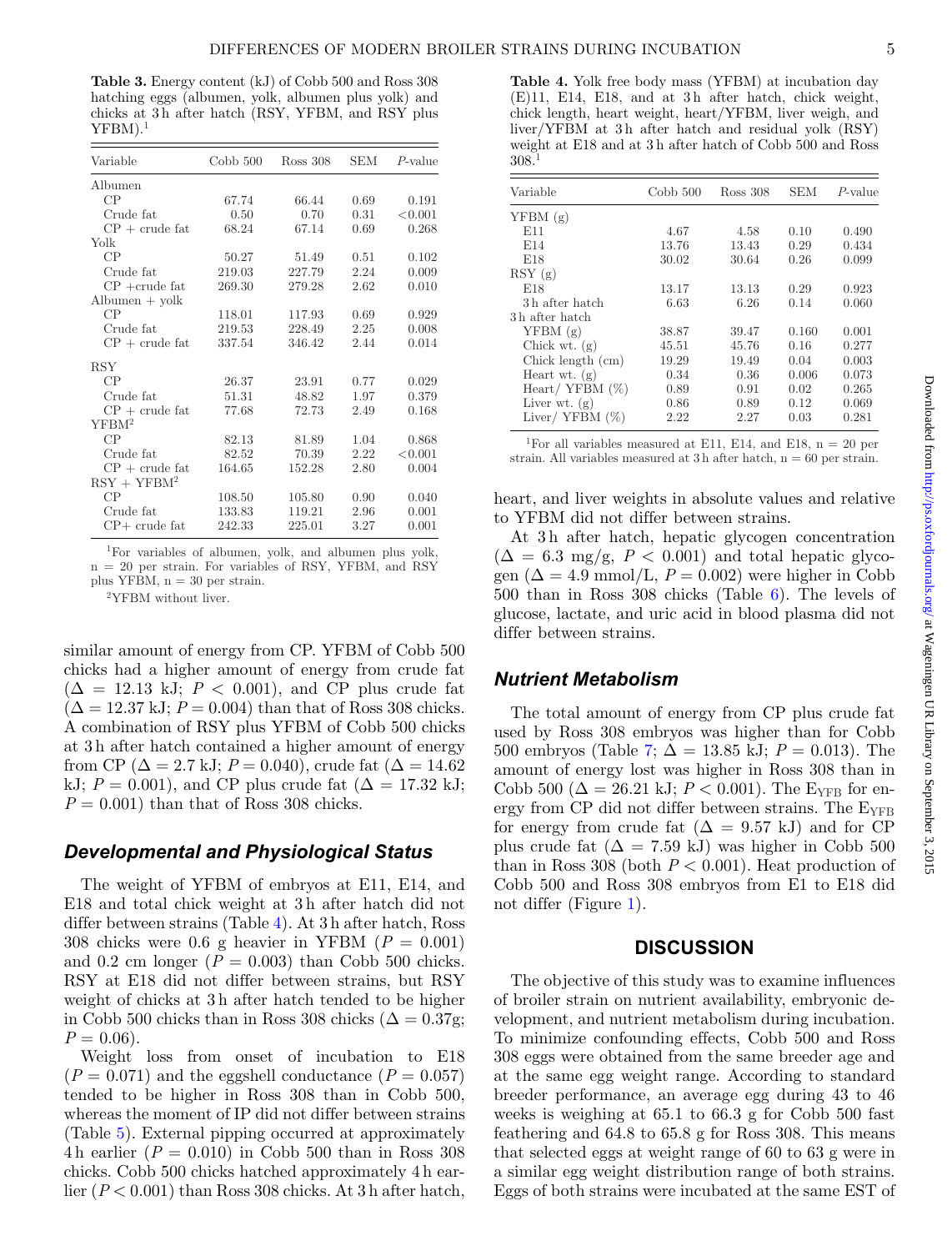**Table 3.** Energy content (kJ) of Cobb 500 and Ross 308 hatching eggs (albumen, yolk, albumen plus yolk) and chicks at 3 h after hatch (RSY, YFBM, and RSY plus YFBM).[1]

| Variable | Cobb 500 | Ross 308 | SEM | P-value |
|---|---|---|---|---|
| Albumen | | | | |
| CP | 67.74 | 66.44 | 0.69 | 0.191 |
| Crude fat | 0.50 | 0.70 | 0.31 | <0.001 |
| CP + crude fat | 68.24 | 67.14 | 0.69 | 0.268 |
| Yolk | | | | |
| CP | 50.27 | 51.49 | 0.51 | 0.102 |
| Crude fat | 219.03 | 227.79 | 2.24 | 0.009 |
| CP +crude fat | 269.30 | 279.28 | 2.62 | 0.010 |
| Albumen + yolk | | | | |
| CP | 118.01 | 117.93 | 0.69 | 0.929 |
| Crude fat | 219.53 | 228.49 | 2.25 | 0.008 |
| CP + crude fat | 337.54 | 346.42 | 2.44 | 0.014 |
| RSY | | | | |
| CP | 26.37 | 23.91 | 0.77 | 0.029 |
| Crude fat | 51.31 | 48.82 | 1.97 | 0.379 |
| CP + crude fat | 77.68 | 72.73 | 2.49 | 0.168 |
| YFBM[2] | | | | |
| CP | 82.13 | 81.89 | 1.04 | 0.868 |
| Crude fat | 82.52 | 70.39 | 2.22 | <0.001 |
| CP + crude fat | 164.65 | 152.28 | 2.80 | 0.004 |
| RSY + YFBM[2] | | | | |
| CP | 108.50 | 105.80 | 0.90 | 0.040 |
| Crude fat | 133.83 | 119.21 | 2.96 | 0.001 |
| CP+ crude fat | 242.33 | 225.01 | 3.27 | 0.001 |

[1]For variables of albumen, yolk, and albumen plus yolk, n = 20 per strain. For variables of RSY, YFBM, and RSY plus YFBM, n = 30 per strain.

[2]YFBM without liver.

similar amount of energy from CP. YFBM of Cobb 500 chicks had a higher amount of energy from crude fat ($\Delta = 12.13$ kJ; $P < 0.001$), and CP plus crude fat ($\Delta = 12.37$ kJ; $P = 0.004$) than that of Ross 308 chicks. A combination of RSY plus YFBM of Cobb 500 chicks at 3 h after hatch contained a higher amount of energy from CP ($\Delta = 2.7$ kJ; $P = 0.040$), crude fat ($\Delta = 14.62$ kJ; $P = 0.001$), and CP plus crude fat ($\Delta = 17.32$ kJ; $P = 0.001$) than that of Ross 308 chicks.

## Developmental and Physiological Status

The weight of YFBM of embryos at E11, E14, and E18 and total chick weight at 3 h after hatch did not differ between strains (Table 4). At 3 h after hatch, Ross 308 chicks were 0.6 g heavier in YFBM ($P = 0.001$) and 0.2 cm longer ($P = 0.003$) than Cobb 500 chicks. RSY at E18 did not differ between strains, but RSY weight of chicks at 3 h after hatch tended to be higher in Cobb 500 chicks than in Ross 308 chicks ($\Delta = 0.37$g; $P = 0.06$).

Weight loss from onset of incubation to E18 ($P = 0.071$) and the eggshell conductance ($P = 0.057$) tended to be higher in Ross 308 than in Cobb 500, whereas the moment of IP did not differ between strains (Table 5). External pipping occurred at approximately 4 h earlier ($P = 0.010$) in Cobb 500 than in Ross 308 chicks. Cobb 500 chicks hatched approximately 4 h earlier ($P < 0.001$) than Ross 308 chicks. At 3 h after hatch,

**Table 4.** Yolk free body mass (YFBM) at incubation day (E)11, E14, E18, and at 3 h after hatch, chick weight, chick length, heart weight, heart/YFBM, liver weigh, and liver/YFBM at 3 h after hatch and residual yolk (RSY) weight at E18 and at 3 h after hatch of Cobb 500 and Ross 308.[1]

| Variable | Cobb 500 | Ross 308 | SEM | P-value |
|---|---|---|---|---|
| YFBM (g) | | | | |
| E11 | 4.67 | 4.58 | 0.10 | 0.490 |
| E14 | 13.76 | 13.43 | 0.29 | 0.434 |
| E18 | 30.02 | 30.64 | 0.26 | 0.099 |
| RSY (g) | | | | |
| E18 | 13.17 | 13.13 | 0.29 | 0.923 |
| 3 h after hatch | 6.63 | 6.26 | 0.14 | 0.060 |
| 3 h after hatch | | | | |
| YFBM (g) | 38.87 | 39.47 | 0.160 | 0.001 |
| Chick wt. (g) | 45.51 | 45.76 | 0.16 | 0.277 |
| Chick length (cm) | 19.29 | 19.49 | 0.04 | 0.003 |
| Heart wt. (g) | 0.34 | 0.36 | 0.006 | 0.073 |
| Heart/ YFBM (%) | 0.89 | 0.91 | 0.02 | 0.265 |
| Liver wt. (g) | 0.86 | 0.89 | 0.12 | 0.069 |
| Liver/ YFBM (%) | 2.22 | 2.27 | 0.03 | 0.281 |

[1]For all variables measured at E11, E14, and E18, n = 20 per strain. All variables measured at 3 h after hatch, n = 60 per strain.

heart, and liver weights in absolute values and relative to YFBM did not differ between strains.

At 3 h after hatch, hepatic glycogen concentration ($\Delta = 6.3$ mg/g, $P < 0.001$) and total hepatic glycogen ($\Delta = 4.9$ mmol/L, $P = 0.002$) were higher in Cobb 500 than in Ross 308 chicks (Table 6). The levels of glucose, lactate, and uric acid in blood plasma did not differ between strains.

## Nutrient Metabolism

The total amount of energy from CP plus crude fat used by Ross 308 embryos was higher than for Cobb 500 embryos (Table 7; $\Delta = 13.85$ kJ; $P = 0.013$). The amount of energy lost was higher in Ross 308 than in Cobb 500 ($\Delta = 26.21$ kJ; $P < 0.001$). The $E_{YFB}$ for energy from CP did not differ between strains. The $E_{YFB}$ for energy from crude fat ($\Delta = 9.57$ kJ) and for CP plus crude fat ($\Delta = 7.59$ kJ) was higher in Cobb 500 than in Ross 308 (both $P < 0.001$). Heat production of Cobb 500 and Ross 308 embryos from E1 to E18 did not differ (Figure 1).

# DISCUSSION

The objective of this study was to examine influences of broiler strain on nutrient availability, embryonic development, and nutrient metabolism during incubation. To minimize confounding effects, Cobb 500 and Ross 308 eggs were obtained from the same breeder age and at the same egg weight range. According to standard breeder performance, an average egg during 43 to 46 weeks is weighing at 65.1 to 66.3 g for Cobb 500 fast feathering and 64.8 to 65.8 g for Ross 308. This means that selected eggs at weight range of 60 to 63 g were in a similar egg weight distribution range of both strains. Eggs of both strains were incubated at the same EST of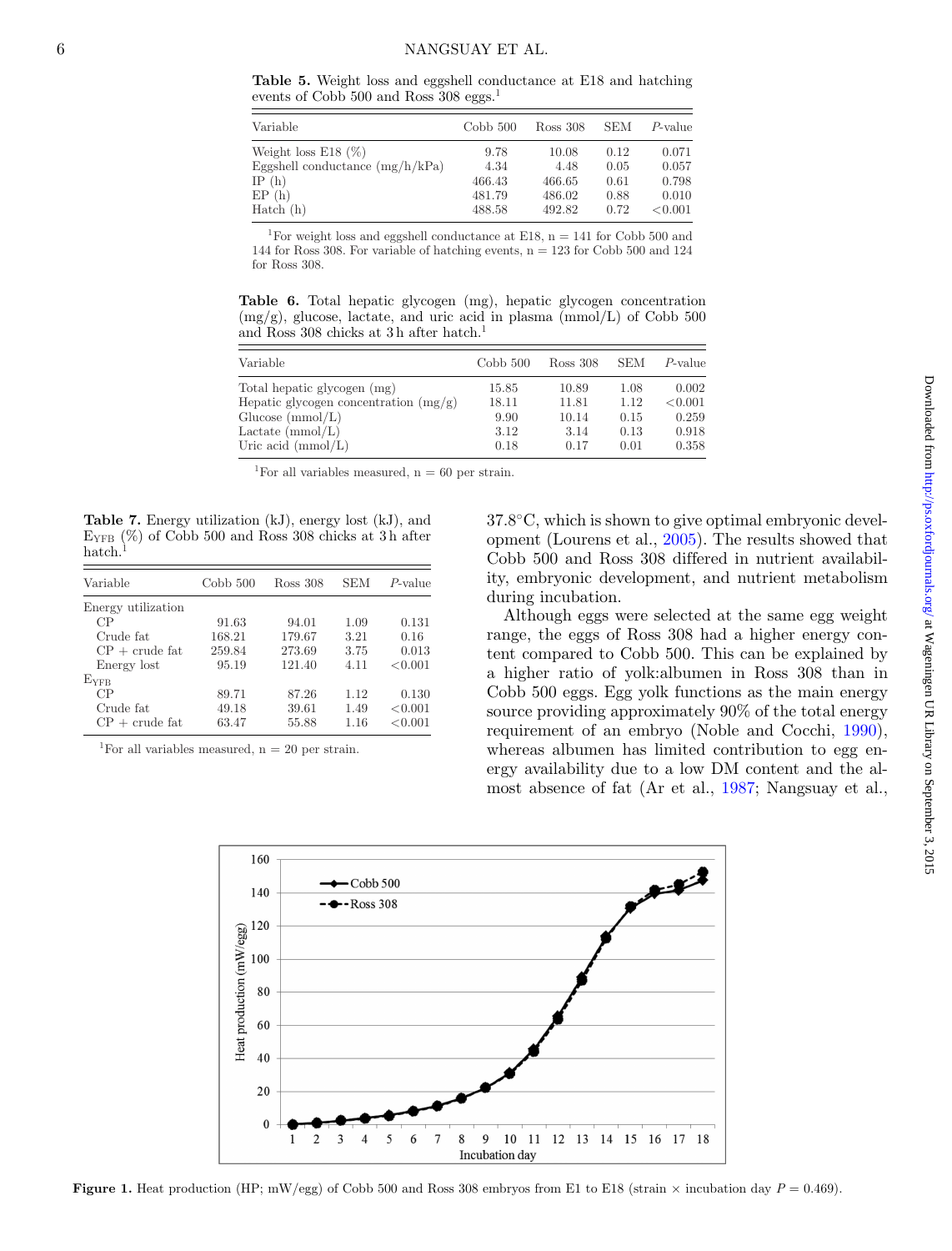**Table 5.** Weight loss and eggshell conductance at E18 and hatching events of Cobb 500 and Ross 308 eggs.[1]

| Variable | Cobb 500 | Ross 308 | SEM | *P*-value |
|---|---|---|---|---|
| Weight loss E18 (%) | 9.78 | 10.08 | 0.12 | 0.071 |
| Eggshell conductance (mg/h/kPa) | 4.34 | 4.48 | 0.05 | 0.057 |
| IP (h) | 466.43 | 466.65 | 0.61 | 0.798 |
| EP (h) | 481.79 | 486.02 | 0.88 | 0.010 |
| Hatch (h) | 488.58 | 492.82 | 0.72 | <0.001 |

[1]For weight loss and eggshell conductance at E18, n = 141 for Cobb 500 and 144 for Ross 308. For variable of hatching events, n = 123 for Cobb 500 and 124 for Ross 308.

**Table 6.** Total hepatic glycogen (mg), hepatic glycogen concentration (mg/g), glucose, lactate, and uric acid in plasma (mmol/L) of Cobb 500 and Ross 308 chicks at 3 h after hatch.[1]

| Variable | Cobb 500 | Ross 308 | SEM | *P*-value |
|---|---|---|---|---|
| Total hepatic glycogen (mg) | 15.85 | 10.89 | 1.08 | 0.002 |
| Hepatic glycogen concentration (mg/g) | 18.11 | 11.81 | 1.12 | <0.001 |
| Glucose (mmol/L) | 9.90 | 10.14 | 0.15 | 0.259 |
| Lactate (mmol/L) | 3.12 | 3.14 | 0.13 | 0.918 |
| Uric acid (mmol/L) | 0.18 | 0.17 | 0.01 | 0.358 |

[1]For all variables measured, n = 60 per strain.

**Table 7.** Energy utilization (kJ), energy lost (kJ), and $E_{YFB}$ (%) of Cobb 500 and Ross 308 chicks at 3 h after hatch.[1]

| Variable | Cobb 500 | Ross 308 | SEM | *P*-value |
|---|---|---|---|---|
| Energy utilization | | | | |
| CP | 91.63 | 94.01 | 1.09 | 0.131 |
| Crude fat | 168.21 | 179.67 | 3.21 | 0.16 |
| CP + crude fat | 259.84 | 273.69 | 3.75 | 0.013 |
| Energy lost | 95.19 | 121.40 | 4.11 | <0.001 |
| $E_{YFB}$ | | | | |
| CP | 89.71 | 87.26 | 1.12 | 0.130 |
| Crude fat | 49.18 | 39.61 | 1.49 | <0.001 |
| CP + crude fat | 63.47 | 55.88 | 1.16 | <0.001 |

[1]For all variables measured, n = 20 per strain.

37.8°C, which is shown to give optimal embryonic development (Lourens et al., 2005). The results showed that Cobb 500 and Ross 308 differed in nutrient availability, embryonic development, and nutrient metabolism during incubation.

Although eggs were selected at the same egg weight range, the eggs of Ross 308 had a higher energy content compared to Cobb 500. This can be explained by a higher ratio of yolk:albumen in Ross 308 than in Cobb 500 eggs. Egg yolk functions as the main energy source providing approximately 90% of the total energy requirement of an embryo (Noble and Cocchi, 1990), whereas albumen has limited contribution to egg energy availability due to a low DM content and the almost absence of fat (Ar et al., 1987; Nangsuay et al.,

**Figure 1.** Heat production (HP; mW/egg) of Cobb 500 and Ross 308 embryos from E1 to E18 (strain × incubation day $P = 0.469$).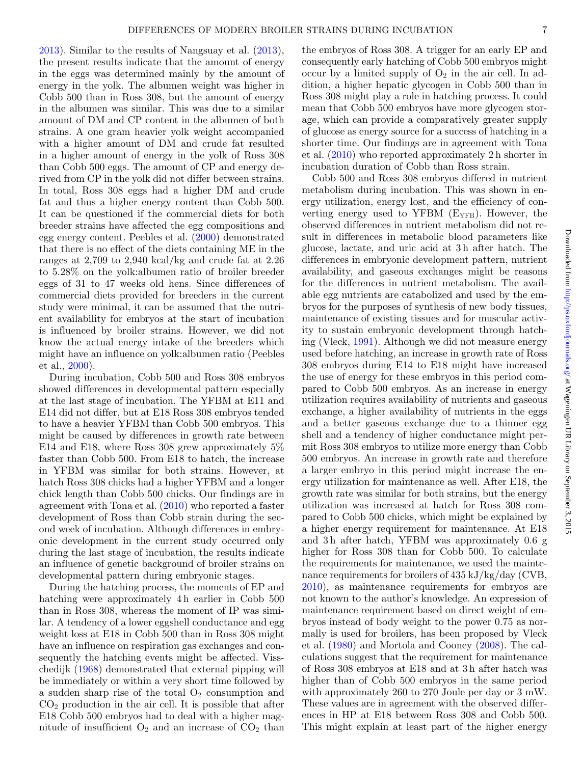2013). Similar to the results of Nangsuay et al. (2013), the present results indicate that the amount of energy in the eggs was determined mainly by the amount of energy in the yolk. The albumen weight was higher in Cobb 500 than in Ross 308, but the amount of energy in the albumen was similar. This was due to a similar amount of DM and CP content in the albumen of both strains. A one gram heavier yolk weight accompanied with a higher amount of DM and crude fat resulted in a higher amount of energy in the yolk of Ross 308 than Cobb 500 eggs. The amount of CP and energy derived from CP in the yolk did not differ between strains. In total, Ross 308 eggs had a higher DM and crude fat and thus a higher energy content than Cobb 500. It can be questioned if the commercial diets for both breeder strains have affected the egg compositions and egg energy content. Peebles et al. (2000) demonstrated that there is no effect of the diets containing ME in the ranges at 2,709 to 2,940 kcal/kg and crude fat at 2.26 to 5.28% on the yolk:albumen ratio of broiler breeder eggs of 31 to 47 weeks old hens. Since differences of commercial diets provided for breeders in the current study were minimal, it can be assumed that the nutrient availability for embryos at the start of incubation is influenced by broiler strains. However, we did not know the actual energy intake of the breeders which might have an influence on yolk:albumen ratio (Peebles et al., 2000).

During incubation, Cobb 500 and Ross 308 embryos showed differences in developmental pattern especially at the last stage of incubation. The YFBM at E11 and E14 did not differ, but at E18 Ross 308 embryos tended to have a heavier YFBM than Cobb 500 embryos. This might be caused by differences in growth rate between E14 and E18, where Ross 308 grew approximately 5% faster than Cobb 500. From E18 to hatch, the increase in YFBM was similar for both strains. However, at hatch Ross 308 chicks had a higher YFBM and a longer chick length than Cobb 500 chicks. Our findings are in agreement with Tona et al. (2010) who reported a faster development of Ross than Cobb strain during the second week of incubation. Although differences in embryonic development in the current study occurred only during the last stage of incubation, the results indicate an influence of genetic background of broiler strains on developmental pattern during embryonic stages.

During the hatching process, the moments of EP and hatching were approximately 4 h earlier in Cobb 500 than in Ross 308, whereas the moment of IP was similar. A tendency of a lower eggshell conductance and egg weight loss at E18 in Cobb 500 than in Ross 308 might have an influence on respiration gas exchanges and consequently the hatching events might be affected. Visschedijk (1968) demonstrated that external pipping will be immediately or within a very short time followed by a sudden sharp rise of the total $O_2$ consumption and $CO_2$ production in the air cell. It is possible that after E18 Cobb 500 embryos had to deal with a higher magnitude of insufficient $O_2$ and an increase of $CO_2$ than the embryos of Ross 308. A trigger for an early EP and consequently early hatching of Cobb 500 embryos might occur by a limited supply of $O_2$ in the air cell. In addition, a higher hepatic glycogen in Cobb 500 than in Ross 308 might play a role in hatching process. It could mean that Cobb 500 embryos have more glycogen storage, which can provide a comparatively greater supply of glucose as energy source for a success of hatching in a shorter time. Our findings are in agreement with Tona et al. (2010) who reported approximately 2 h shorter in incubation duration of Cobb than Ross strain.

Cobb 500 and Ross 308 embryos differed in nutrient metabolism during incubation. This was shown in energy utilization, energy lost, and the efficiency of converting energy used to YFBM ($E_{YFB}$). However, the observed differences in nutrient metabolism did not result in differences in metabolic blood parameters like glucose, lactate, and uric acid at 3 h after hatch. The differences in embryonic development pattern, nutrient availability, and gaseous exchanges might be reasons for the differences in nutrient metabolism. The available egg nutrients are catabolized and used by the embryos for the purposes of synthesis of new body tissues, maintenance of existing tissues and for muscular activity to sustain embryonic development through hatching (Vleck, 1991). Although we did not measure energy used before hatching, an increase in growth rate of Ross 308 embryos during E14 to E18 might have increased the use of energy for these embryos in this period compared to Cobb 500 embryos. As an increase in energy utilization requires availability of nutrients and gaseous exchange, a higher availability of nutrients in the eggs and a better gaseous exchange due to a thinner egg shell and a tendency of higher conductance might permit Ross 308 embryos to utilize more energy than Cobb 500 embryos. An increase in growth rate and therefore a larger embryo in this period might increase the energy utilization for maintenance as well. After E18, the growth rate was similar for both strains, but the energy utilization was increased at hatch for Ross 308 compared to Cobb 500 chicks, which might be explained by a higher energy requirement for maintenance. At E18 and 3 h after hatch, YFBM was approximately 0.6 g higher for Ross 308 than for Cobb 500. To calculate the requirements for maintenance, we used the maintenance requirements for broilers of 435 kJ/kg/day (CVB, 2010), as maintenance requirements for embryos are not known to the author's knowledge. An expression of maintenance requirement based on direct weight of embryos instead of body weight to the power 0.75 as normally is used for broilers, has been proposed by Vleck et al. (1980) and Mortola and Cooney (2008). The calculations suggest that the requirement for maintenance of Ross 308 embryos at E18 and at 3 h after hatch was higher than of Cobb 500 embryos in the same period with approximately 260 to 270 Joule per day or 3 mW. These values are in agreement with the observed differences in HP at E18 between Ross 308 and Cobb 500. This might explain at least part of the higher energy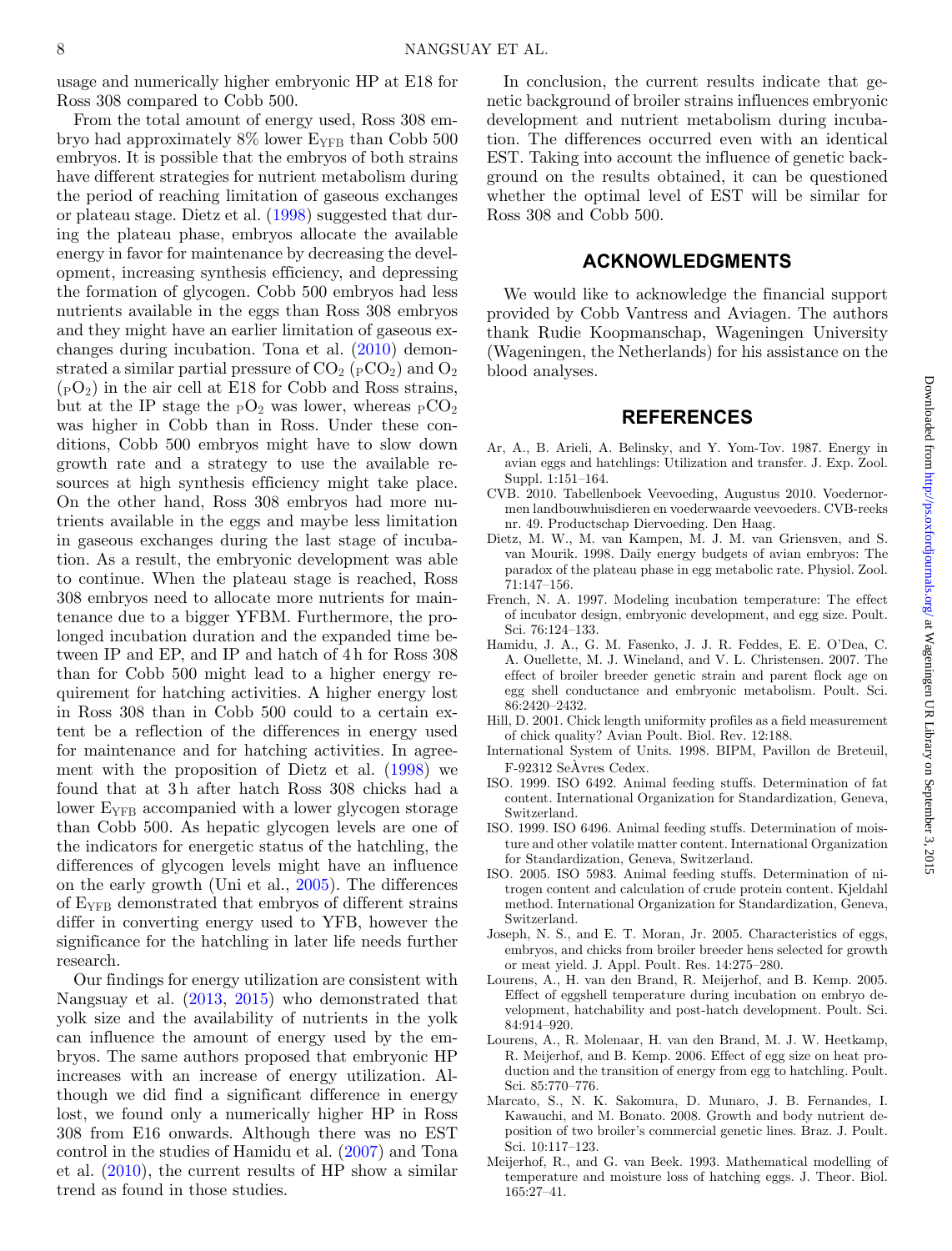usage and numerically higher embryonic HP at E18 for Ross 308 compared to Cobb 500.

From the total amount of energy used, Ross 308 embryo had approximately 8% lower $E_{YFB}$ than Cobb 500 embryos. It is possible that the embryos of both strains have different strategies for nutrient metabolism during the period of reaching limitation of gaseous exchanges or plateau stage. Dietz et al. (1998) suggested that during the plateau phase, embryos allocate the available energy in favor for maintenance by decreasing the development, increasing synthesis efficiency, and depressing the formation of glycogen. Cobb 500 embryos had less nutrients available in the eggs than Ross 308 embryos and they might have an earlier limitation of gaseous exchanges during incubation. Tona et al. (2010) demonstrated a similar partial pressure of $CO_2$ ($_PCO_2$) and $O_2$ ($_PO_2$) in the air cell at E18 for Cobb and Ross strains, but at the IP stage the $_PO_2$ was lower, whereas $_PCO_2$ was higher in Cobb than in Ross. Under these conditions, Cobb 500 embryos might have to slow down growth rate and a strategy to use the available resources at high synthesis efficiency might take place. On the other hand, Ross 308 embryos had more nutrients available in the eggs and maybe less limitation in gaseous exchanges during the last stage of incubation. As a result, the embryonic development was able to continue. When the plateau stage is reached, Ross 308 embryos need to allocate more nutrients for maintenance due to a bigger YFBM. Furthermore, the prolonged incubation duration and the expanded time between IP and EP, and IP and hatch of 4 h for Ross 308 than for Cobb 500 might lead to a higher energy requirement for hatching activities. A higher energy lost in Ross 308 than in Cobb 500 could to a certain extent be a reflection of the differences in energy used for maintenance and for hatching activities. In agreement with the proposition of Dietz et al. (1998) we found that at 3 h after hatch Ross 308 chicks had a lower $E_{YFB}$ accompanied with a lower glycogen storage than Cobb 500. As hepatic glycogen levels are one of the indicators for energetic status of the hatchling, the differences of glycogen levels might have an influence on the early growth (Uni et al., 2005). The differences of $E_{YFB}$ demonstrated that embryos of different strains differ in converting energy used to YFB, however the significance for the hatchling in later life needs further research.

Our findings for energy utilization are consistent with Nangsuay et al. (2013, 2015) who demonstrated that yolk size and the availability of nutrients in the yolk can influence the amount of energy used by the embryos. The same authors proposed that embryonic HP increases with an increase of energy utilization. Although we did find a significant difference in energy lost, we found only a numerically higher HP in Ross 308 from E16 onwards. Although there was no EST control in the studies of Hamidu et al. (2007) and Tona et al. (2010), the current results of HP show a similar trend as found in those studies.

In conclusion, the current results indicate that genetic background of broiler strains influences embryonic development and nutrient metabolism during incubation. The differences occurred even with an identical EST. Taking into account the influence of genetic background on the results obtained, it can be questioned whether the optimal level of EST will be similar for Ross 308 and Cobb 500.

## ACKNOWLEDGMENTS

We would like to acknowledge the financial support provided by Cobb Vantress and Aviagen. The authors thank Rudie Koopmanschap, Wageningen University (Wageningen, the Netherlands) for his assistance on the blood analyses.

## REFERENCES

Ar, A., B. Arieli, A. Belinsky, and Y. Yom-Tov. 1987. Energy in avian eggs and hatchlings: Utilization and transfer. J. Exp. Zool. Suppl. 1:151–164.

CVB. 2010. Tabellenboek Veevoeding, Augustus 2010. Voedernormen landbouwhuisdieren en voederwaarde veevoeders. CVB-reeks nr. 49. Productschap Diervoeding. Den Haag.

Dietz, M. W., M. van Kampen, M. J. M. van Griensven, and S. van Mourik. 1998. Daily energy budgets of avian embryos: The paradox of the plateau phase in egg metabolic rate. Physiol. Zool. 71:147–156.

French, N. A. 1997. Modeling incubation temperature: The effect of incubator design, embryonic development, and egg size. Poult. Sci. 76:124–133.

Hamidu, J. A., G. M. Fasenko, J. J. R. Feddes, E. E. O'Dea, C. A. Ouellette, M. J. Wineland, and V. L. Christensen. 2007. The effect of broiler breeder genetic strain and parent flock age on egg shell conductance and embryonic metabolism. Poult. Sci. 86:2420–2432.

Hill, D. 2001. Chick length uniformity profiles as a field measurement of chick quality? Avian Poult. Biol. Rev. 12:188.

International System of Units. 1998. BIPM, Pavillon de Breteuil, F-92312 SeÀvres Cedex.

ISO. 1999. ISO 6492. Animal feeding stuffs. Determination of fat content. International Organization for Standardization, Geneva, Switzerland.

ISO. 1999. ISO 6496. Animal feeding stuffs. Determination of moisture and other volatile matter content. International Organization for Standardization, Geneva, Switzerland.

ISO. 2005. ISO 5983. Animal feeding stuffs. Determination of nitrogen content and calculation of crude protein content. Kjeldahl method. International Organization for Standardization, Geneva, Switzerland.

Joseph, N. S., and E. T. Moran, Jr. 2005. Characteristics of eggs, embryos, and chicks from broiler breeder hens selected for growth or meat yield. J. Appl. Poult. Res. 14:275–280.

Lourens, A., H. van den Brand, R. Meijerhof, and B. Kemp. 2005. Effect of eggshell temperature during incubation on embryo development, hatchability and post-hatch development. Poult. Sci. 84:914–920.

Lourens, A., R. Molenaar, H. van den Brand, M. J. W. Heetkamp, R. Meijerhof, and B. Kemp. 2006. Effect of egg size on heat production and the transition of energy from egg to hatchling. Poult. Sci. 85:770–776.

Marcato, S., N. K. Sakomura, D. Munaro, J. B. Fernandes, I. Kawauchi, and M. Bonato. 2008. Growth and body nutrient deposition of two broiler's commercial genetic lines. Braz. J. Poult. Sci. 10:117–123.

Meijerhof, R., and G. van Beek. 1993. Mathematical modelling of temperature and moisture loss of hatching eggs. J. Theor. Biol. 165:27–41.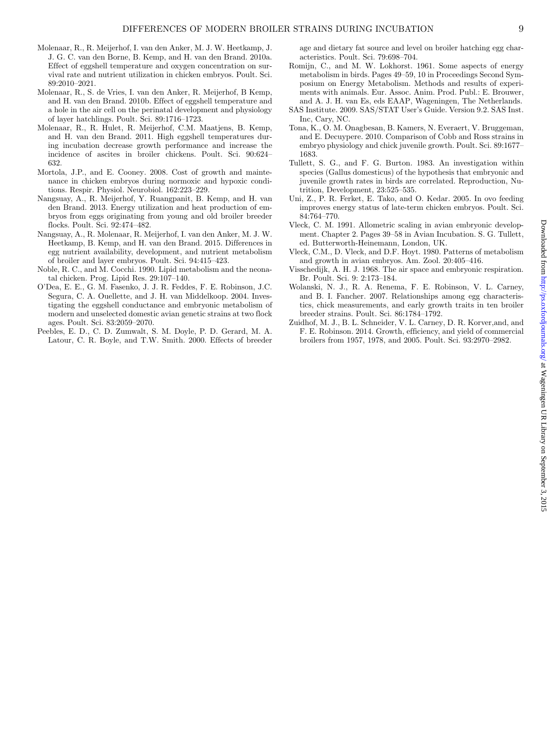Molenaar, R., R. Meijerhof, I. van den Anker, M. J. W. Heetkamp, J. J. G. C. van den Borne, B. Kemp, and H. van den Brand. 2010a. Effect of eggshell temperature and oxygen concentration on survival rate and nutrient utilization in chicken embryos. Poult. Sci. 89:2010–2021.

Molenaar, R., S. de Vries, I. van den Anker, R. Meijerhof, B Kemp, and H. van den Brand. 2010b. Effect of eggshell temperature and a hole in the air cell on the perinatal development and physiology of layer hatchlings. Poult. Sci. 89:1716–1723.

Molenaar, R., R. Hulet, R. Meijerhof, C.M. Maatjens, B. Kemp, and H. van den Brand. 2011. High eggshell temperatures during incubation decrease growth performance and increase the incidence of ascites in broiler chickens. Poult. Sci. 90:624–632.

Mortola, J.P., and E. Cooney. 2008. Cost of growth and maintenance in chicken embryos during normoxic and hypoxic conditions. Respir. Physiol. Neurobiol. 162:223–229.

Nangsuay, A., R. Meijerhof, Y. Ruangpanit, B. Kemp, and H. van den Brand. 2013. Energy utilization and heat production of embryos from eggs originating from young and old broiler breeder flocks. Poult. Sci. 92:474–482.

Nangsuay, A., R. Molenaar, R. Meijerhof, I. van den Anker, M. J. W. Heetkamp, B. Kemp, and H. van den Brand. 2015. Differences in egg nutrient availability, development, and nutrient metabolism of broiler and layer embryos. Poult. Sci. 94:415–423.

Noble, R. C., and M. Cocchi. 1990. Lipid metabolism and the neonatal chicken. Prog. Lipid Res. 29:107–140.

O'Dea, E. E., G. M. Fasenko, J. J. R. Feddes, F. E. Robinson, J.C. Segura, C. A. Ouellette, and J. H. van Middelkoop. 2004. Investigating the eggshell conductance and embryonic metabolism of modern and unselected domestic avian genetic strains at two flock ages. Poult. Sci. 83:2059–2070.

Peebles, E. D., C. D. Zumwalt, S. M. Doyle, P. D. Gerard, M. A. Latour, C. R. Boyle, and T.W. Smith. 2000. Effects of breeder age and dietary fat source and level on broiler hatching egg characteristics. Poult. Sci. 79:698–704.

Romijn, C., and M. W. Lokhorst. 1961. Some aspects of energy metabolism in birds. Pages 49–59, 10 in Proceedings Second Symposium on Energy Metabolism. Methods and results of experiments with animals. Eur. Assoc. Anim. Prod. Publ.: E. Brouwer, and A. J. H. van Es, eds EAAP, Wageningen, The Netherlands.

SAS Institute. 2009. SAS/STAT User's Guide. Version 9.2. SAS Inst. Inc, Cary, NC.

Tona, K., O. M. Onagbesan, B. Kamers, N. Everaert, V. Bruggeman, and E. Decuypere. 2010. Comparison of Cobb and Ross strains in embryo physiology and chick juvenile growth. Poult. Sci. 89:1677–1683.

Tullett, S. G., and F. G. Burton. 1983. An investigation within species (Gallus domesticus) of the hypothesis that embryonic and juvenile growth rates in birds are correlated. Reproduction, Nutrition, Development, 23:525–535.

Uni, Z., P. R. Ferket, E. Tako, and O. Kedar. 2005. In ovo feeding improves energy status of late-term chicken embryos. Poult. Sci. 84:764–770.

Vleck, C. M. 1991. Allometric scaling in avian embryonic development. Chapter 2. Pages 39–58 in Avian Incubation. S. G. Tullett, ed. Butterworth-Heinemann, London, UK.

Vleck, C.M., D. Vleck, and D.F. Hoyt. 1980. Patterns of metabolism and growth in avian embryos. Am. Zool. 20:405–416.

Visschedijk, A. H. J. 1968. The air space and embryonic respiration. Br. Poult. Sci. 9: 2:173–184.

Wolanski, N. J., R. A. Renema, F. E. Robinson, V. L. Carney, and B. I. Fancher. 2007. Relationships among egg characteristics, chick measurements, and early growth traits in ten broiler breeder strains. Poult. Sci. 86:1784–1792.

Zuidhof, M. J., B. L. Schneider, V. L. Carney, D. R. Korver,and, and F. E. Robinson. 2014. Growth, efficiency, and yield of commercial broilers from 1957, 1978, and 2005. Poult. Sci. 93:2970–2982.